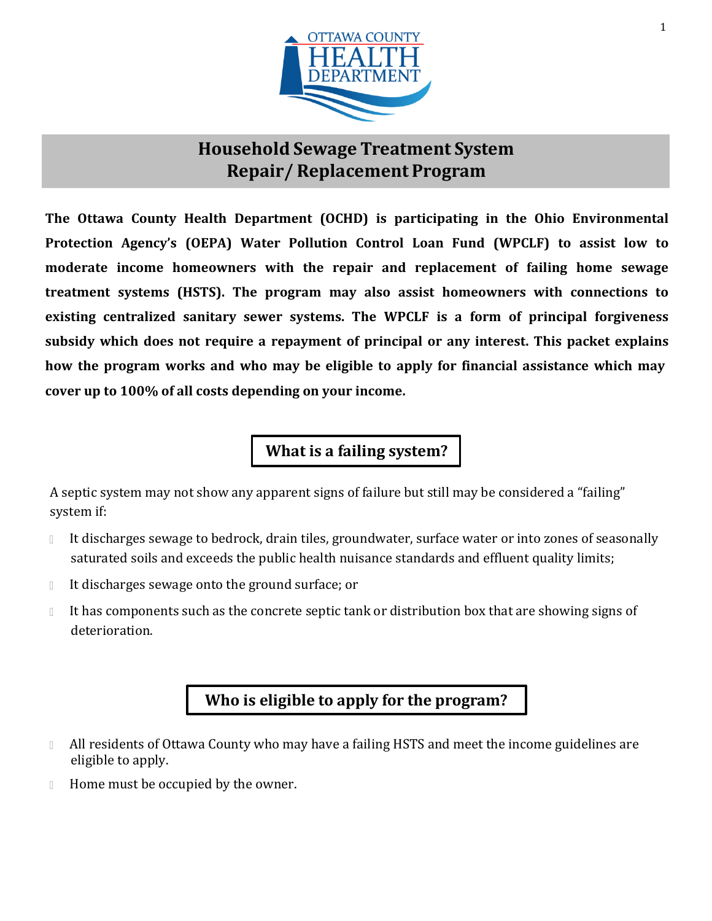OTTAWA COUNTY HEALTH DEPARTMENT

# Household Sewage Treatment System Repair/ Replacement Program

**The Ottawa County Health Department (OCHD) is participating in the Ohio Environmental Protection Agency's (OEPA) Water Pollution Control Loan Fund (WPCLF) to assist low to moderate income homeowners with the repair and replacement of failing home sewage treatment systems (HSTS). The program may also assist homeowners with connections to existing centralized sanitary sewer systems. The WPCLF is a form of principal forgiveness subsidy which does not require a repayment of principal or any interest. This packet explains how the program works and who may be eligible to apply for financial assistance which may cover up to 100% of all costs depending on your income.**

## What is a failing system?

A septic system may not show any apparent signs of failure but still may be considered a "failing" system if:

- It discharges sewage to bedrock, drain tiles, groundwater, surface water or into zones of seasonally saturated soils and exceeds the public health nuisance standards and effluent quality limits;
- It discharges sewage onto the ground surface; or
- It has components such as the concrete septic tank or distribution box that are showing signs of deterioration.

## Who is eligible to apply for the program?

- All residents of Ottawa County who may have a failing HSTS and meet the income guidelines are eligible to apply.
- Home must be occupied by the owner.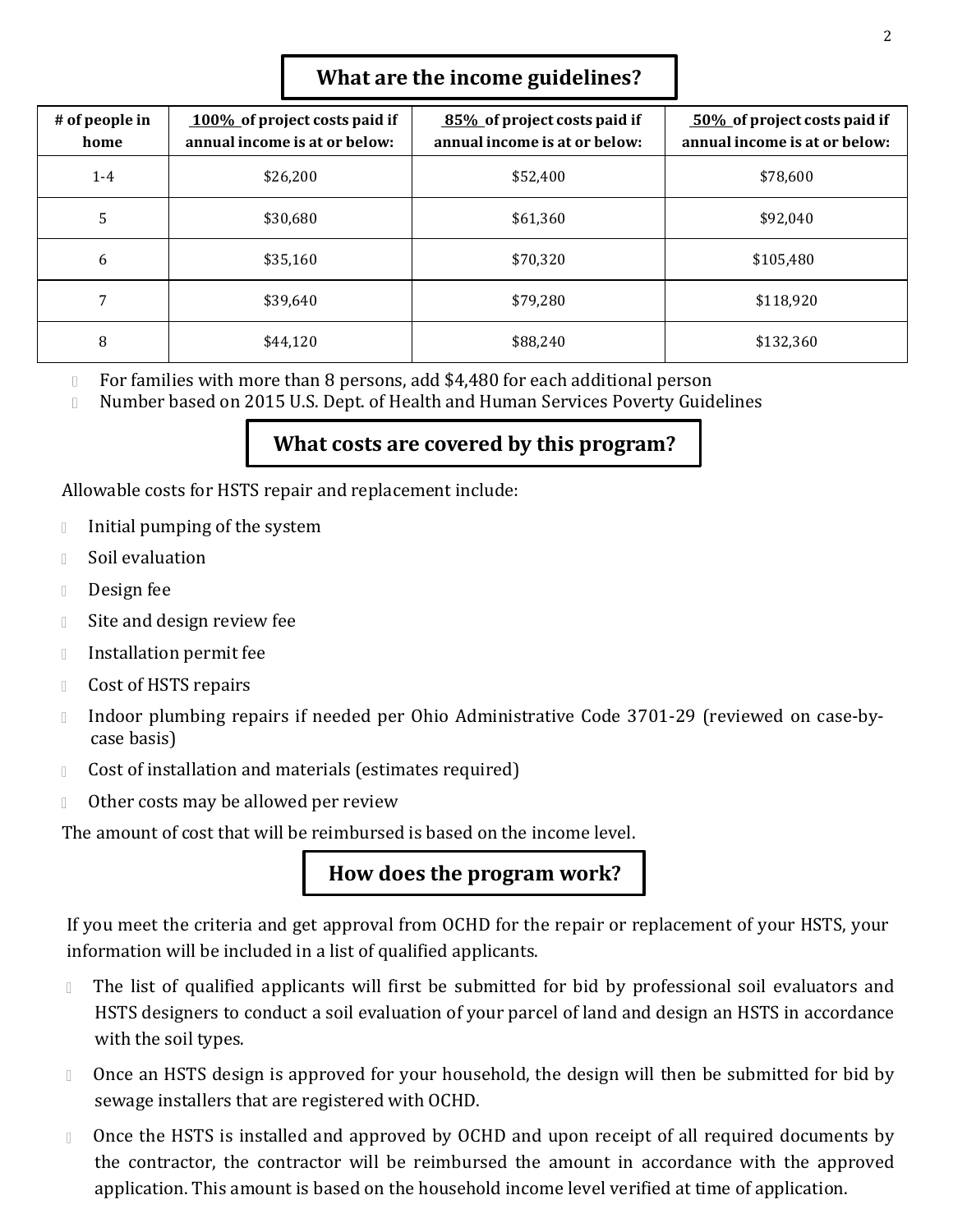## What are the income guidelines?

| # of people in home | 100% of project costs paid if annual income is at or below: | 85% of project costs paid if annual income is at or below: | 50% of project costs paid if annual income is at or below: |
|---|---|---|---|
| 1-4 | $26,200 | $52,400 | $78,600 |
| 5 | $30,680 | $61,360 | $92,040 |
| 6 | $35,160 | $70,320 | $105,480 |
| 7 | $39,640 | $79,280 | $118,920 |
| 8 | $44,120 | $88,240 | $132,360 |

- For families with more than 8 persons, add $4,480 for each additional person
- Number based on 2015 U.S. Dept. of Health and Human Services Poverty Guidelines

## What costs are covered by this program?

Allowable costs for HSTS repair and replacement include:

- Initial pumping of the system
- Soil evaluation
- Design fee
- Site and design review fee
- Installation permit fee
- Cost of HSTS repairs
- Indoor plumbing repairs if needed per Ohio Administrative Code 3701-29 (reviewed on case-by-case basis)
- Cost of installation and materials (estimates required)
- Other costs may be allowed per review

The amount of cost that will be reimbursed is based on the income level.

## How does the program work?

If you meet the criteria and get approval from OCHD for the repair or replacement of your HSTS, your information will be included in a list of qualified applicants.

- The list of qualified applicants will first be submitted for bid by professional soil evaluators and HSTS designers to conduct a soil evaluation of your parcel of land and design an HSTS in accordance with the soil types.
- Once an HSTS design is approved for your household, the design will then be submitted for bid by sewage installers that are registered with OCHD.
- Once the HSTS is installed and approved by OCHD and upon receipt of all required documents by the contractor, the contractor will be reimbursed the amount in accordance with the approved application. This amount is based on the household income level verified at time of application.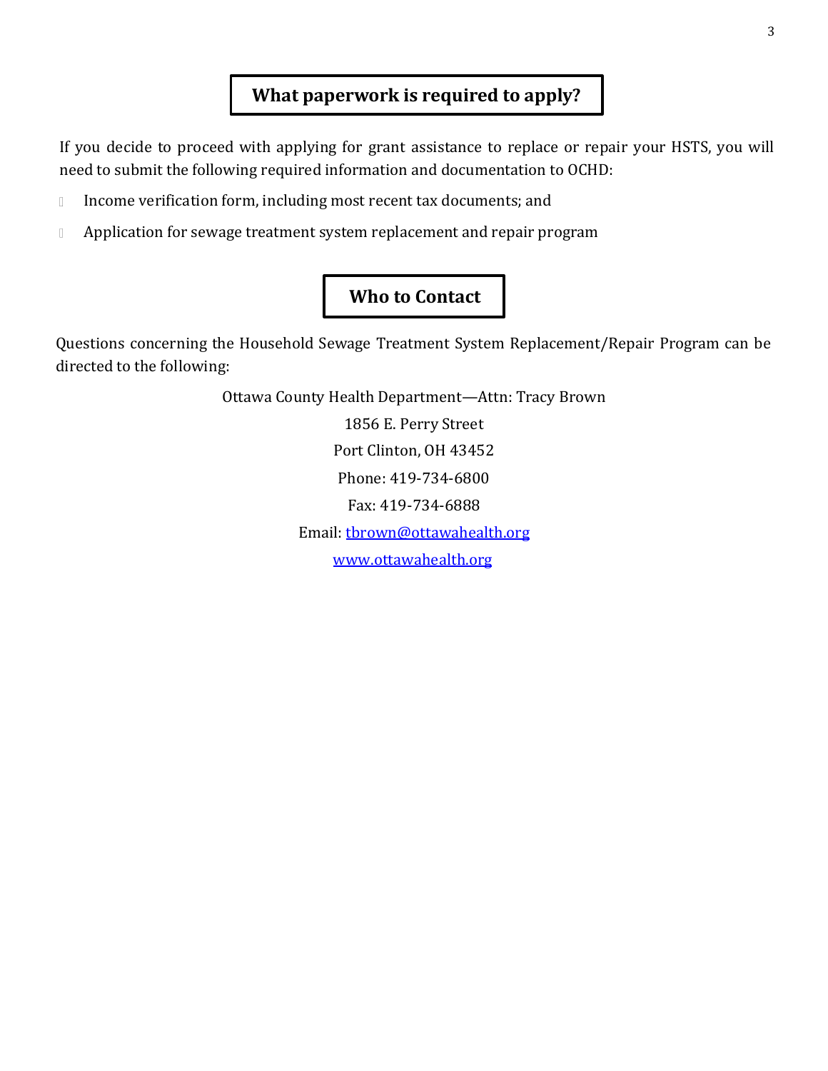## What paperwork is required to apply?

If you decide to proceed with applying for grant assistance to replace or repair your HSTS, you will need to submit the following required information and documentation to OCHD:

- Income verification form, including most recent tax documents; and
- Application for sewage treatment system replacement and repair program

## Who to Contact

Questions concerning the Household Sewage Treatment System Replacement/Repair Program can be directed to the following:

Ottawa County Health Department—Attn: Tracy Brown

1856 E. Perry Street

Port Clinton, OH 43452

Phone: 419-734-6800

Fax: 419-734-6888

Email: tbrown@ottawahealth.org

www.ottawahealth.org